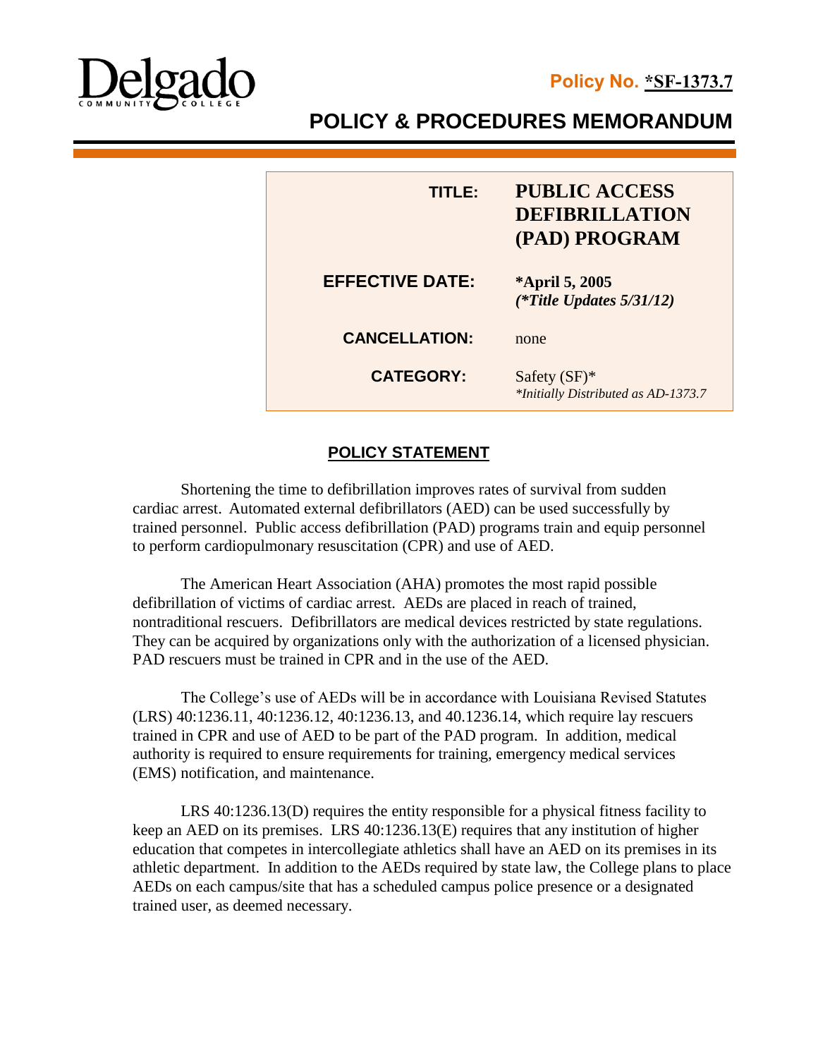Delgado Community College

**Policy No. *SF-1373.7**

# POLICY & PROCEDURES MEMORANDUM

| | |
|---|---|
| **TITLE:** | **PUBLIC ACCESS DEFIBRILLATION (PAD) PROGRAM** |
| **EFFECTIVE DATE:** | ***April 5, 2005** *(*Title Updates 5/31/12)* |
| **CANCELLATION:** | none |
| **CATEGORY:** | Safety (SF)* *\*Initially Distributed as AD-1373.7* |

## POLICY STATEMENT

Shortening the time to defibrillation improves rates of survival from sudden cardiac arrest. Automated external defibrillators (AED) can be used successfully by trained personnel. Public access defibrillation (PAD) programs train and equip personnel to perform cardiopulmonary resuscitation (CPR) and use of AED.

The American Heart Association (AHA) promotes the most rapid possible defibrillation of victims of cardiac arrest. AEDs are placed in reach of trained, nontraditional rescuers. Defibrillators are medical devices restricted by state regulations. They can be acquired by organizations only with the authorization of a licensed physician. PAD rescuers must be trained in CPR and in the use of the AED.

The College's use of AEDs will be in accordance with Louisiana Revised Statutes (LRS) 40:1236.11, 40:1236.12, 40:1236.13, and 40.1236.14, which require lay rescuers trained in CPR and use of AED to be part of the PAD program. In addition, medical authority is required to ensure requirements for training, emergency medical services (EMS) notification, and maintenance.

LRS 40:1236.13(D) requires the entity responsible for a physical fitness facility to keep an AED on its premises. LRS 40:1236.13(E) requires that any institution of higher education that competes in intercollegiate athletics shall have an AED on its premises in its athletic department. In addition to the AEDs required by state law, the College plans to place AEDs on each campus/site that has a scheduled campus police presence or a designated trained user, as deemed necessary.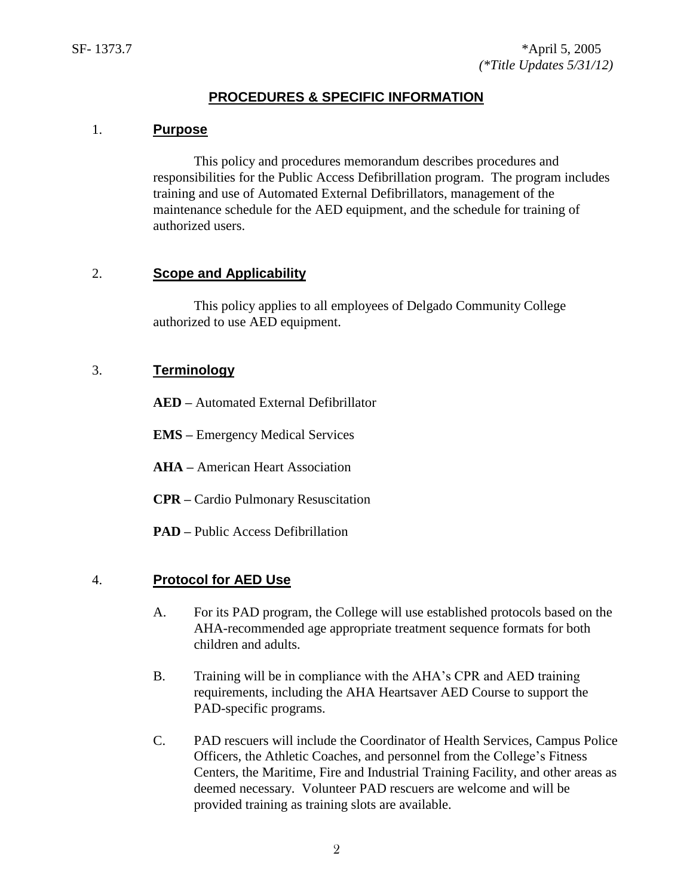## PROCEDURES & SPECIFIC INFORMATION

### 1. Purpose

This policy and procedures memorandum describes procedures and responsibilities for the Public Access Defibrillation program. The program includes training and use of Automated External Defibrillators, management of the maintenance schedule for the AED equipment, and the schedule for training of authorized users.

### 2. Scope and Applicability

This policy applies to all employees of Delgado Community College authorized to use AED equipment.

### 3. Terminology

**AED –** Automated External Defibrillator

**EMS –** Emergency Medical Services

**AHA –** American Heart Association

**CPR –** Cardio Pulmonary Resuscitation

**PAD –** Public Access Defibrillation

### 4. Protocol for AED Use

A. For its PAD program, the College will use established protocols based on the AHA-recommended age appropriate treatment sequence formats for both children and adults.

B. Training will be in compliance with the AHA's CPR and AED training requirements, including the AHA Heartsaver AED Course to support the PAD-specific programs.

C. PAD rescuers will include the Coordinator of Health Services, Campus Police Officers, the Athletic Coaches, and personnel from the College's Fitness Centers, the Maritime, Fire and Industrial Training Facility, and other areas as deemed necessary. Volunteer PAD rescuers are welcome and will be provided training as training slots are available.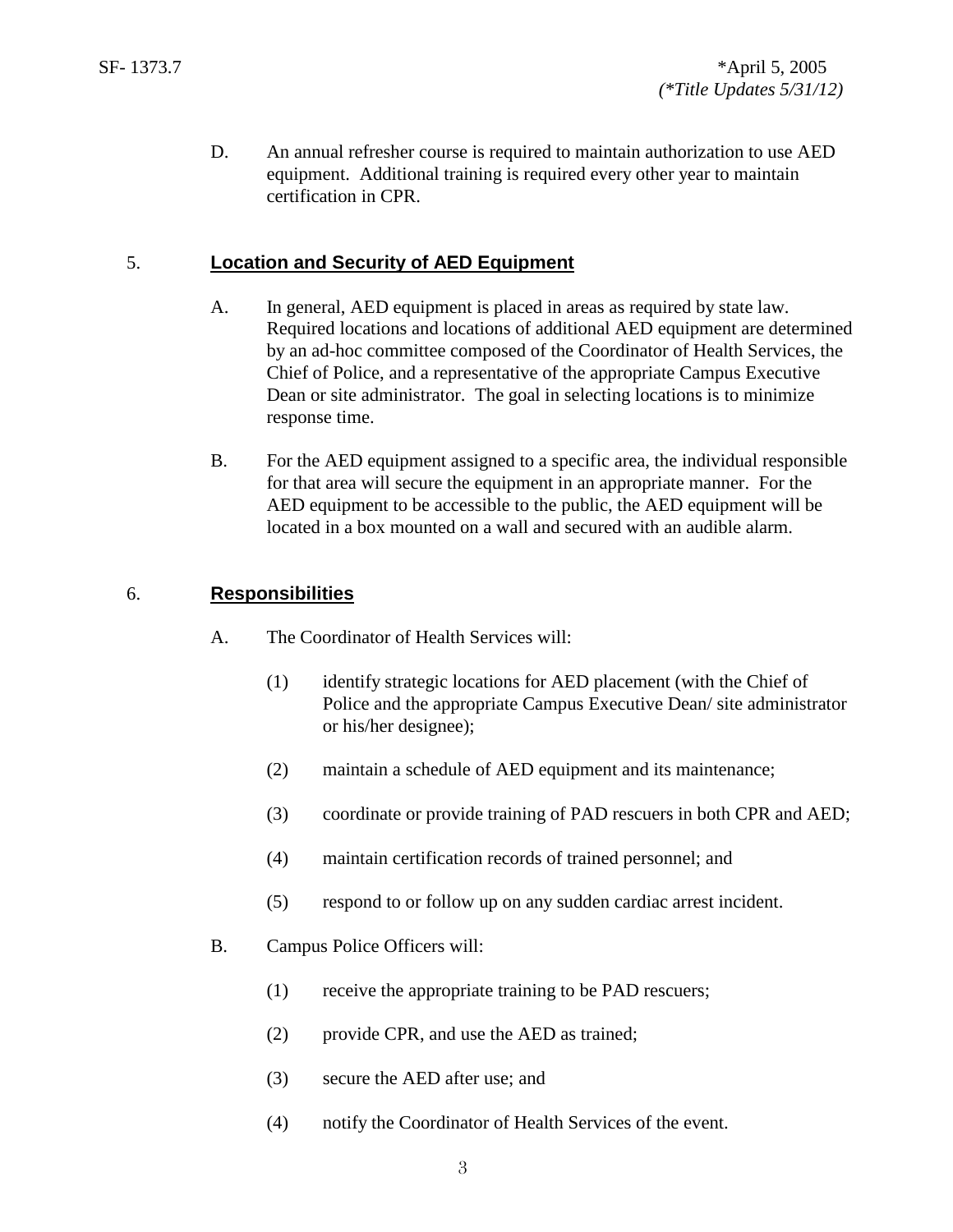D. An annual refresher course is required to maintain authorization to use AED equipment. Additional training is required every other year to maintain certification in CPR.

## 5. **Location and Security of AED Equipment**

A. In general, AED equipment is placed in areas as required by state law. Required locations and locations of additional AED equipment are determined by an ad-hoc committee composed of the Coordinator of Health Services, the Chief of Police, and a representative of the appropriate Campus Executive Dean or site administrator. The goal in selecting locations is to minimize response time.

B. For the AED equipment assigned to a specific area, the individual responsible for that area will secure the equipment in an appropriate manner. For the AED equipment to be accessible to the public, the AED equipment will be located in a box mounted on a wall and secured with an audible alarm.

## 6. **Responsibilities**

A. The Coordinator of Health Services will:

(1) identify strategic locations for AED placement (with the Chief of Police and the appropriate Campus Executive Dean/ site administrator or his/her designee);

(2) maintain a schedule of AED equipment and its maintenance;

(3) coordinate or provide training of PAD rescuers in both CPR and AED;

(4) maintain certification records of trained personnel; and

(5) respond to or follow up on any sudden cardiac arrest incident.

B. Campus Police Officers will:

(1) receive the appropriate training to be PAD rescuers;

(2) provide CPR, and use the AED as trained;

(3) secure the AED after use; and

(4) notify the Coordinator of Health Services of the event.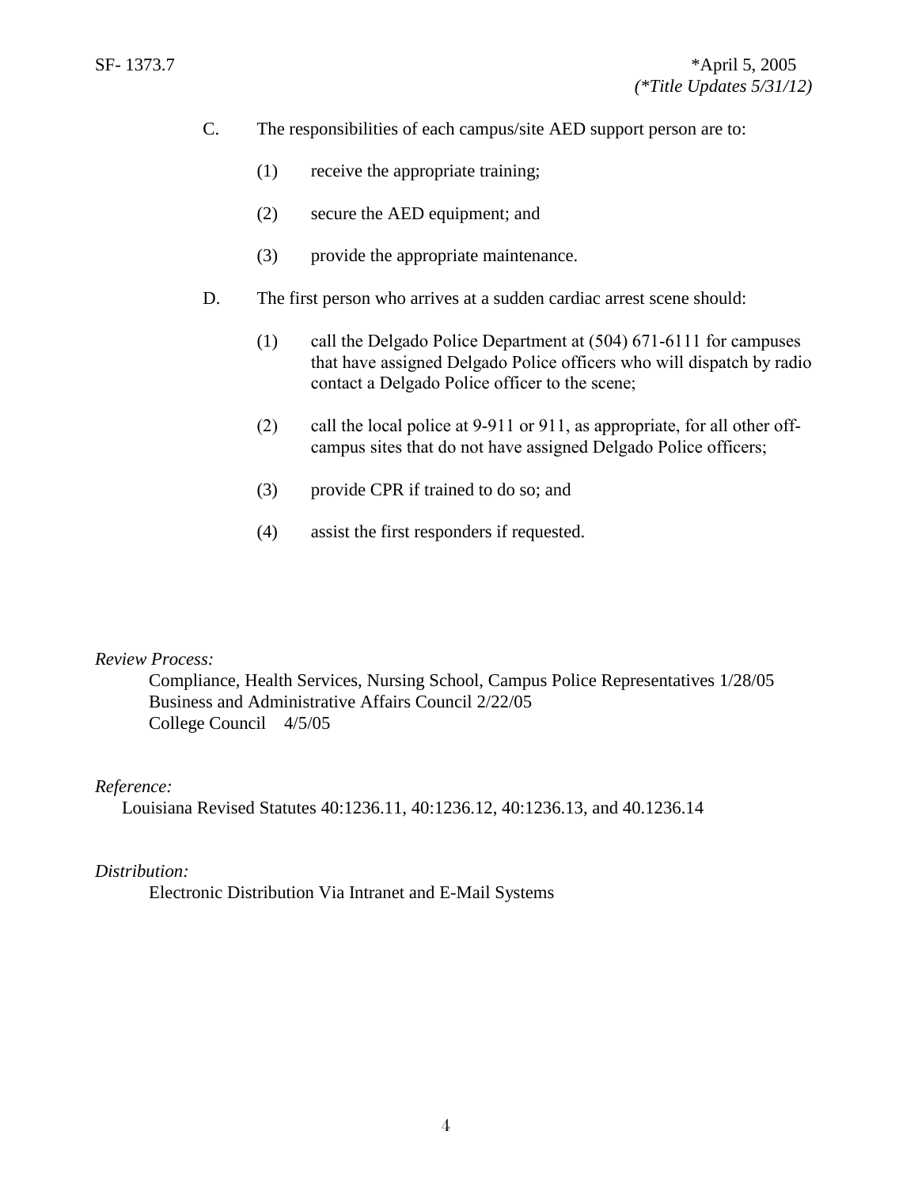C. The responsibilities of each campus/site AED support person are to:

(1) receive the appropriate training;

(2) secure the AED equipment; and

(3) provide the appropriate maintenance.

D. The first person who arrives at a sudden cardiac arrest scene should:

(1) call the Delgado Police Department at (504) 671-6111 for campuses that have assigned Delgado Police officers who will dispatch by radio contact a Delgado Police officer to the scene;

(2) call the local police at 9-911 or 911, as appropriate, for all other off-campus sites that do not have assigned Delgado Police officers;

(3) provide CPR if trained to do so; and

(4) assist the first responders if requested.

*Review Process:*

Compliance, Health Services, Nursing School, Campus Police Representatives 1/28/05
Business and Administrative Affairs Council 2/22/05
College Council 4/5/05

*Reference:*

Louisiana Revised Statutes 40:1236.11, 40:1236.12, 40:1236.13, and 40.1236.14

*Distribution:*

Electronic Distribution Via Intranet and E-Mail Systems